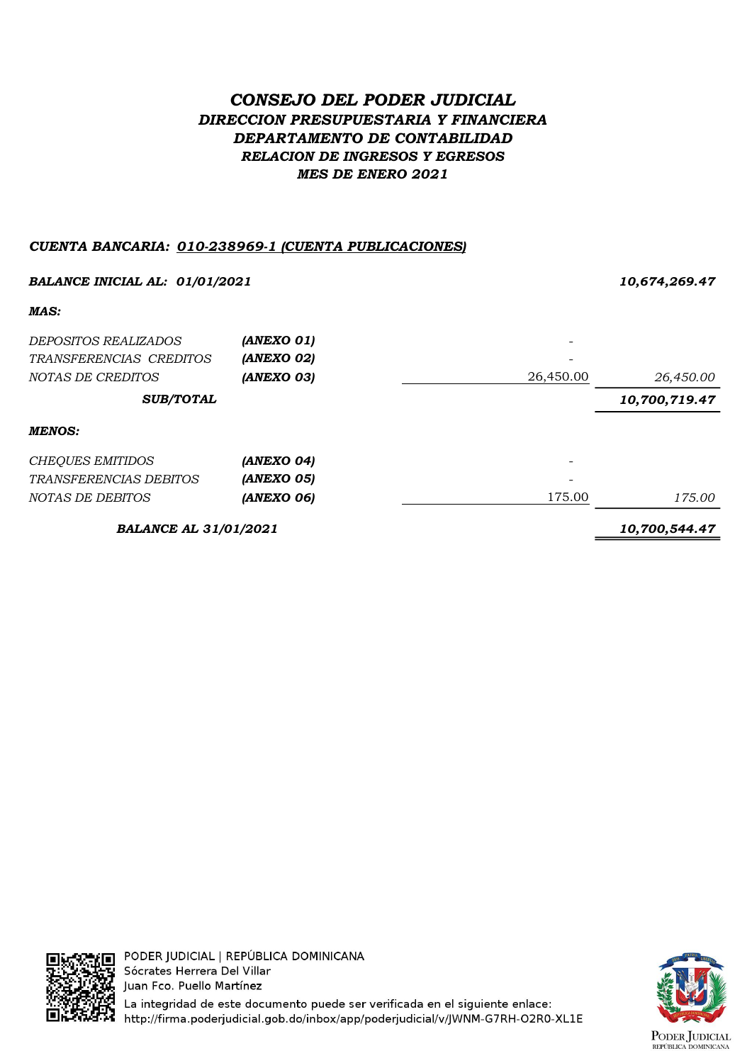# *CONSEJO DEL PODER JUDICIAL*

## *DIRECCION PRESUPUESTARIA Y FINANCIERA*

## *DEPARTAMENTO DE CONTABILIDAD*

### *RELACION DE INGRESOS Y EGRESOS*

### *MES DE ENERO 2021*

***CUENTA BANCARIA: 010-238969-1 (CUENTA PUBLICACIONES)***

| | | | |
|---|---|---|---|
| ***BALANCE INICIAL AL: 01/01/2021*** | | | ***10,674,269.47*** |
| ***MAS:*** | | | |
| *DEPOSITOS REALIZADOS* | ***(ANEXO 01)*** | - | |
| *TRANSFERENCIAS CREDITOS* | ***(ANEXO 02)*** | - | |
| *NOTAS DE CREDITOS* | ***(ANEXO 03)*** | 26,450.00 | *26,450.00* |
| ***SUB/TOTAL*** | | | ***10,700,719.47*** |
| ***MENOS:*** | | | |
| *CHEQUES EMITIDOS* | ***(ANEXO 04)*** | - | |
| *TRANSFERENCIAS DEBITOS* | ***(ANEXO 05)*** | - | |
| *NOTAS DE DEBITOS* | ***(ANEXO 06)*** | 175.00 | *175.00* |
| ***BALANCE AL 31/01/2021*** | | | ***10,700,544.47*** |

PODER JUDICIAL | REPÚBLICA DOMINICANA
Sócrates Herrera Del Villar
Juan Fco. Puello Martínez
La integridad de este documento puede ser verificada en el siguiente enlace:
http://firma.poderjudicial.gob.do/inbox/app/poderjudicial/v/JWNM-G7RH-O2R0-XL1E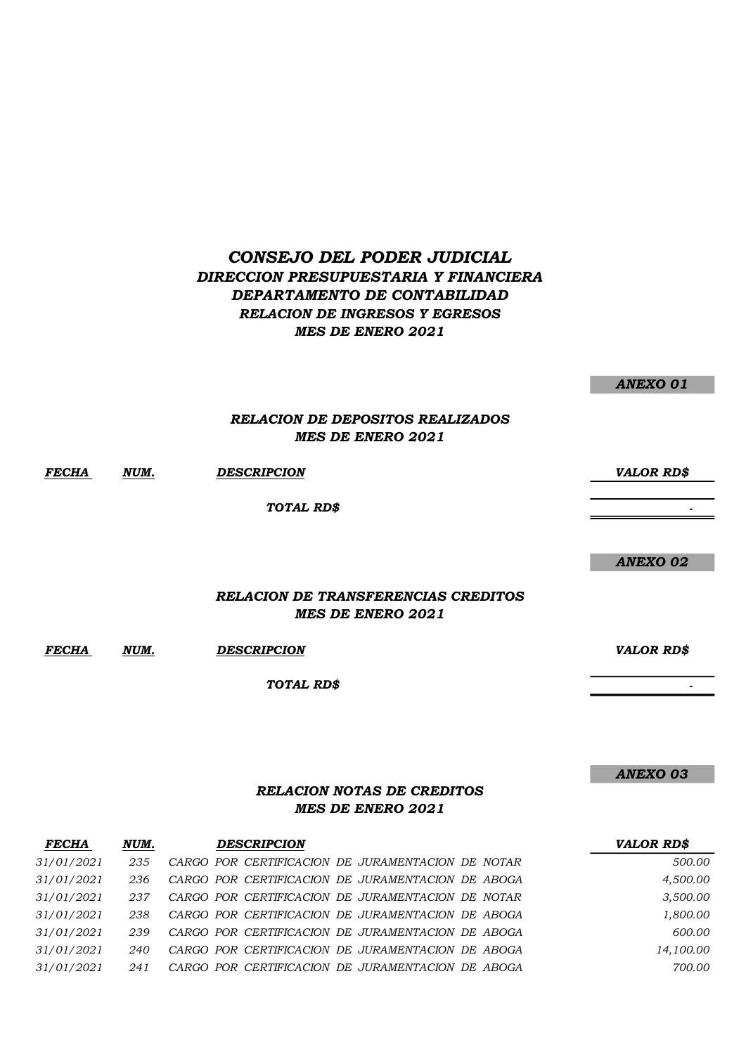# *CONSEJO DEL PODER JUDICIAL*
## *DIRECCION PRESUPUESTARIA Y FINANCIERA*
## *DEPARTAMENTO DE CONTABILIDAD*
### *RELACION DE INGRESOS Y EGRESOS*
### *MES DE ENERO 2021*

***ANEXO 01***

### *RELACION DE DEPOSITOS REALIZADOS*
### *MES DE ENERO 2021*

| *FECHA* | *NUM.* | *DESCRIPCION* | *VALOR RD$* |
|---|---|---|---|
| | | ***TOTAL RD$*** | - |

***ANEXO 02***

### *RELACION DE TRANSFERENCIAS CREDITOS*
### *MES DE ENERO 2021*

| *FECHA* | *NUM.* | *DESCRIPCION* | *VALOR RD$* |
|---|---|---|---|
| | | ***TOTAL RD$*** | - |

***ANEXO 03***

### *RELACION NOTAS DE CREDITOS*
### *MES DE ENERO 2021*

| *FECHA* | *NUM.* | *DESCRIPCION* | *VALOR RD$* |
|---|---|---|---|
| *31/01/2021* | *235* | *CARGO POR CERTIFICACION DE JURAMENTACION DE NOTAR* | *500.00* |
| *31/01/2021* | *236* | *CARGO POR CERTIFICACION DE JURAMENTACION DE ABOGA* | *4,500.00* |
| *31/01/2021* | *237* | *CARGO POR CERTIFICACION DE JURAMENTACION DE NOTAR* | *3,500.00* |
| *31/01/2021* | *238* | *CARGO POR CERTIFICACION DE JURAMENTACION DE ABOGA* | *1,800.00* |
| *31/01/2021* | *239* | *CARGO POR CERTIFICACION DE JURAMENTACION DE ABOGA* | *600.00* |
| *31/01/2021* | *240* | *CARGO POR CERTIFICACION DE JURAMENTACION DE ABOGA* | *14,100.00* |
| *31/01/2021* | *241* | *CARGO POR CERTIFICACION DE JURAMENTACION DE ABOGA* | *700.00* |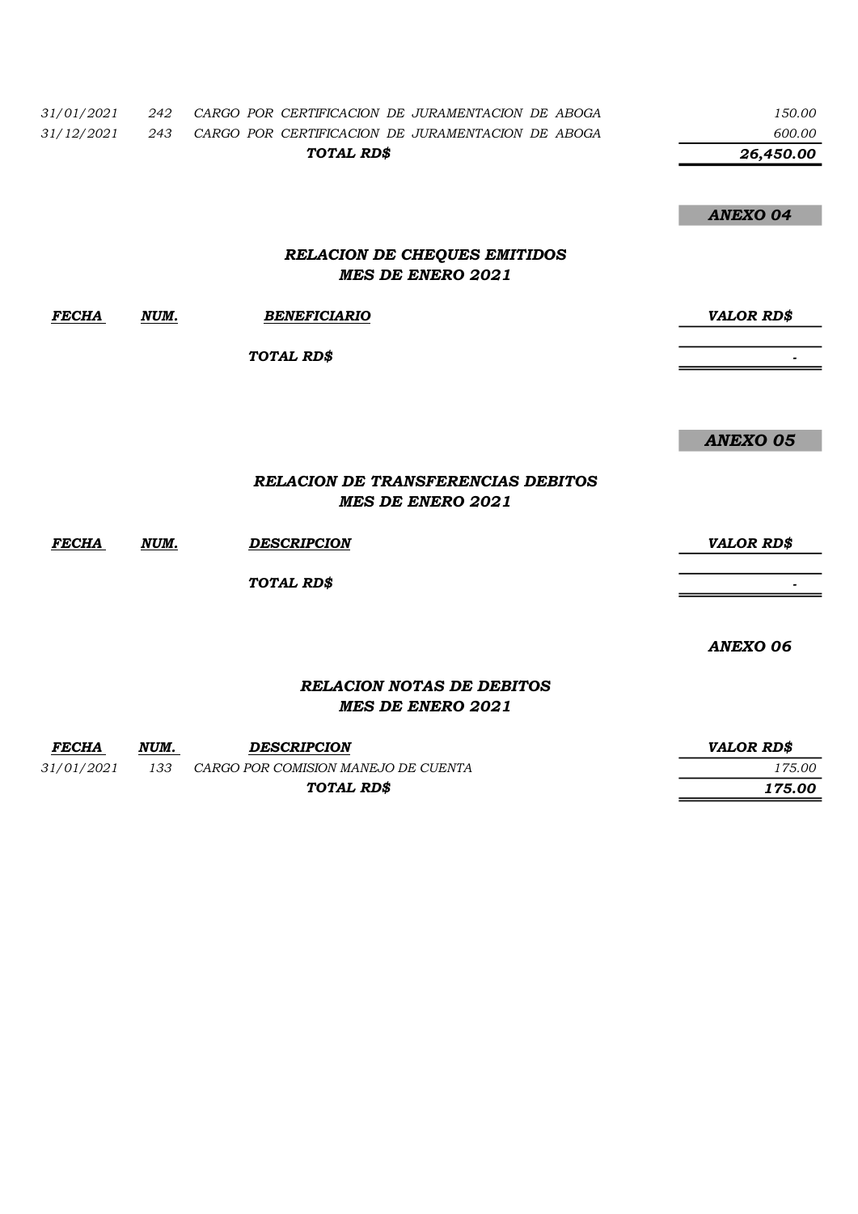| | | | |
|---|---|---|---|
| *31/01/2021* | *242* | *CARGO POR CERTIFICACION DE JURAMENTACION DE ABOGA* | *150.00* |
| *31/12/2021* | *243* | *CARGO POR CERTIFICACION DE JURAMENTACION DE ABOGA* | *600.00* |
| | | ***TOTAL RD$*** | ***26,450.00*** |

***ANEXO 04***

### *RELACION DE CHEQUES EMITIDOS*
### *MES DE ENERO 2021*

| ***FECHA*** | ***NUM.*** | ***BENEFICIARIO*** | ***VALOR RD$*** |
|---|---|---|---|
| | | ***TOTAL RD$*** | ***-*** |

***ANEXO 05***

### *RELACION DE TRANSFERENCIAS DEBITOS*
### *MES DE ENERO 2021*

| ***FECHA*** | ***NUM.*** | ***DESCRIPCION*** | ***VALOR RD$*** |
|---|---|---|---|
| | | ***TOTAL RD$*** | ***-*** |

***ANEXO 06***

### *RELACION NOTAS DE DEBITOS*
### *MES DE ENERO 2021*

| ***FECHA*** | ***NUM.*** | ***DESCRIPCION*** | ***VALOR RD$*** |
|---|---|---|---|
| *31/01/2021* | *133* | *CARGO POR COMISION MANEJO DE CUENTA* | *175.00* |
| | | ***TOTAL RD$*** | ***175.00*** |